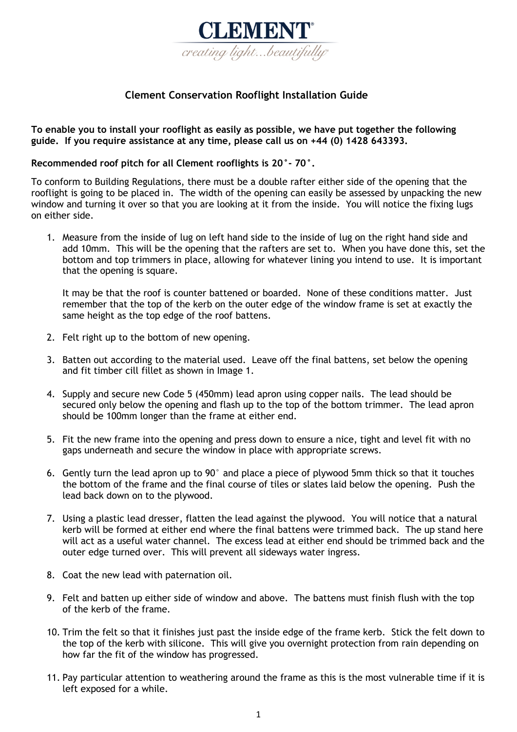**CLEMENT**

*creating light...beautifully*

## Clement Conservation Rooflight Installation Guide

**To enable you to install your rooflight as easily as possible, we have put together the following guide. If you require assistance at any time, please call us on +44 (0) 1428 643393.**

**Recommended roof pitch for all Clement rooflights is 20°- 70°.**

To conform to Building Regulations, there must be a double rafter either side of the opening that the rooflight is going to be placed in. The width of the opening can easily be assessed by unpacking the new window and turning it over so that you are looking at it from the inside. You will notice the fixing lugs on either side.

1. Measure from the inside of lug on left hand side to the inside of lug on the right hand side and add 10mm. This will be the opening that the rafters are set to. When you have done this, set the bottom and top trimmers in place, allowing for whatever lining you intend to use. It is important that the opening is square.

   It may be that the roof is counter battened or boarded. None of these conditions matter. Just remember that the top of the kerb on the outer edge of the window frame is set at exactly the same height as the top edge of the roof battens.

2. Felt right up to the bottom of new opening.

3. Batten out according to the material used. Leave off the final battens, set below the opening and fit timber cill fillet as shown in Image 1.

4. Supply and secure new Code 5 (450mm) lead apron using copper nails. The lead should be secured only below the opening and flash up to the top of the bottom trimmer. The lead apron should be 100mm longer than the frame at either end.

5. Fit the new frame into the opening and press down to ensure a nice, tight and level fit with no gaps underneath and secure the window in place with appropriate screws.

6. Gently turn the lead apron up to 90° and place a piece of plywood 5mm thick so that it touches the bottom of the frame and the final course of tiles or slates laid below the opening. Push the lead back down on to the plywood.

7. Using a plastic lead dresser, flatten the lead against the plywood. You will notice that a natural kerb will be formed at either end where the final battens were trimmed back. The up stand here will act as a useful water channel. The excess lead at either end should be trimmed back and the outer edge turned over. This will prevent all sideways water ingress.

8. Coat the new lead with paternation oil.

9. Felt and batten up either side of window and above. The battens must finish flush with the top of the kerb of the frame.

10. Trim the felt so that it finishes just past the inside edge of the frame kerb. Stick the felt down to the top of the kerb with silicone. This will give you overnight protection from rain depending on how far the fit of the window has progressed.

11. Pay particular attention to weathering around the frame as this is the most vulnerable time if it is left exposed for a while.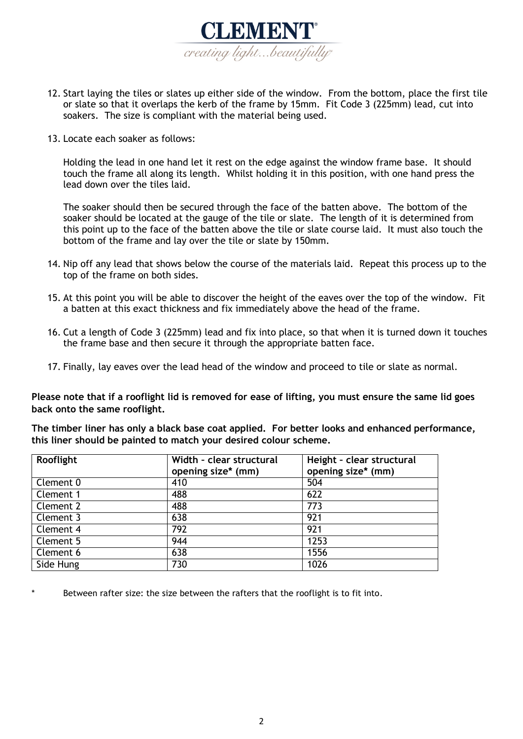12. Start laying the tiles or slates up either side of the window. From the bottom, place the first tile or slate so that it overlaps the kerb of the frame by 15mm. Fit Code 3 (225mm) lead, cut into soakers. The size is compliant with the material being used.

13. Locate each soaker as follows:

    Holding the lead in one hand let it rest on the edge against the window frame base. It should touch the frame all along its length. Whilst holding it in this position, with one hand press the lead down over the tiles laid.

    The soaker should then be secured through the face of the batten above. The bottom of the soaker should be located at the gauge of the tile or slate. The length of it is determined from this point up to the face of the batten above the tile or slate course laid. It must also touch the bottom of the frame and lay over the tile or slate by 150mm.

14. Nip off any lead that shows below the course of the materials laid. Repeat this process up to the top of the frame on both sides.

15. At this point you will be able to discover the height of the eaves over the top of the window. Fit a batten at this exact thickness and fix immediately above the head of the frame.

16. Cut a length of Code 3 (225mm) lead and fix into place, so that when it is turned down it touches the frame base and then secure it through the appropriate batten face.

17. Finally, lay eaves over the lead head of the window and proceed to tile or slate as normal.

**Please note that if a rooflight lid is removed for ease of lifting, you must ensure the same lid goes back onto the same rooflight.**

**The timber liner has only a black base coat applied. For better looks and enhanced performance, this liner should be painted to match your desired colour scheme.**

| Rooflight | Width – clear structural opening size* (mm) | Height – clear structural opening size* (mm) |
|---|---|---|
| Clement 0 | 410 | 504 |
| Clement 1 | 488 | 622 |
| Clement 2 | 488 | 773 |
| Clement 3 | 638 | 921 |
| Clement 4 | 792 | 921 |
| Clement 5 | 944 | 1253 |
| Clement 6 | 638 | 1556 |
| Side Hung | 730 | 1026 |

\* Between rafter size: the size between the rafters that the rooflight is to fit into.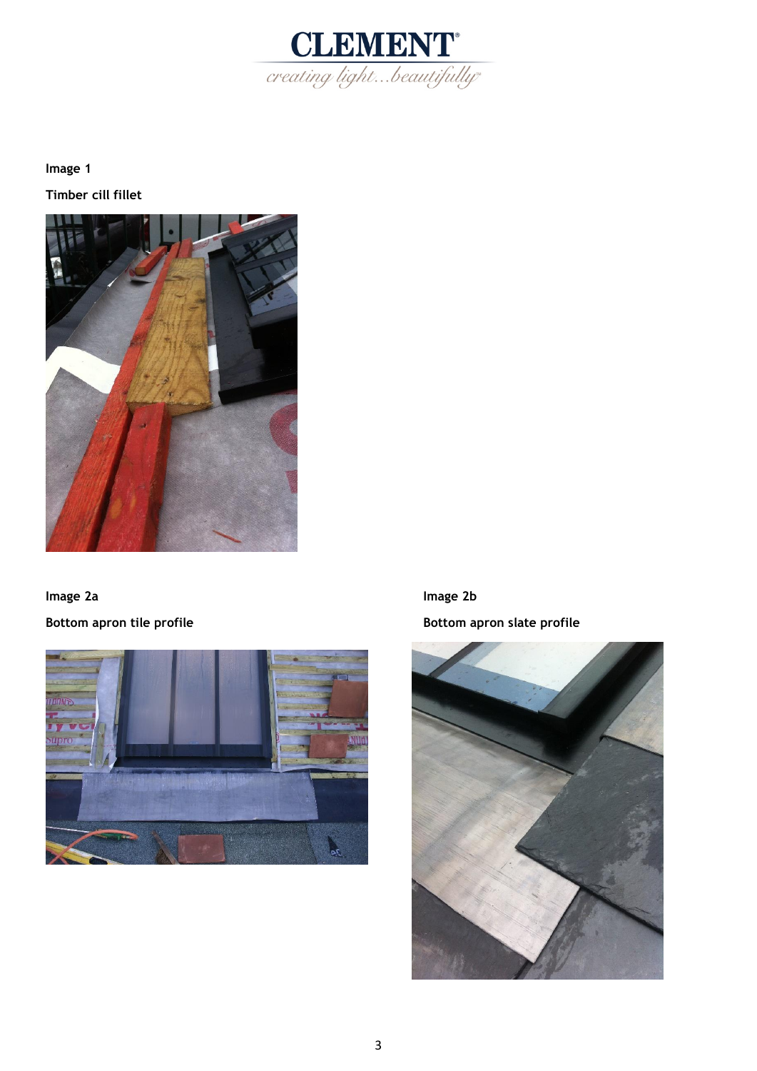**Image 1**

**Timber cill fillet**

**Image 2a**

**Bottom apron tile profile**

**Image 2b**

**Bottom apron slate profile**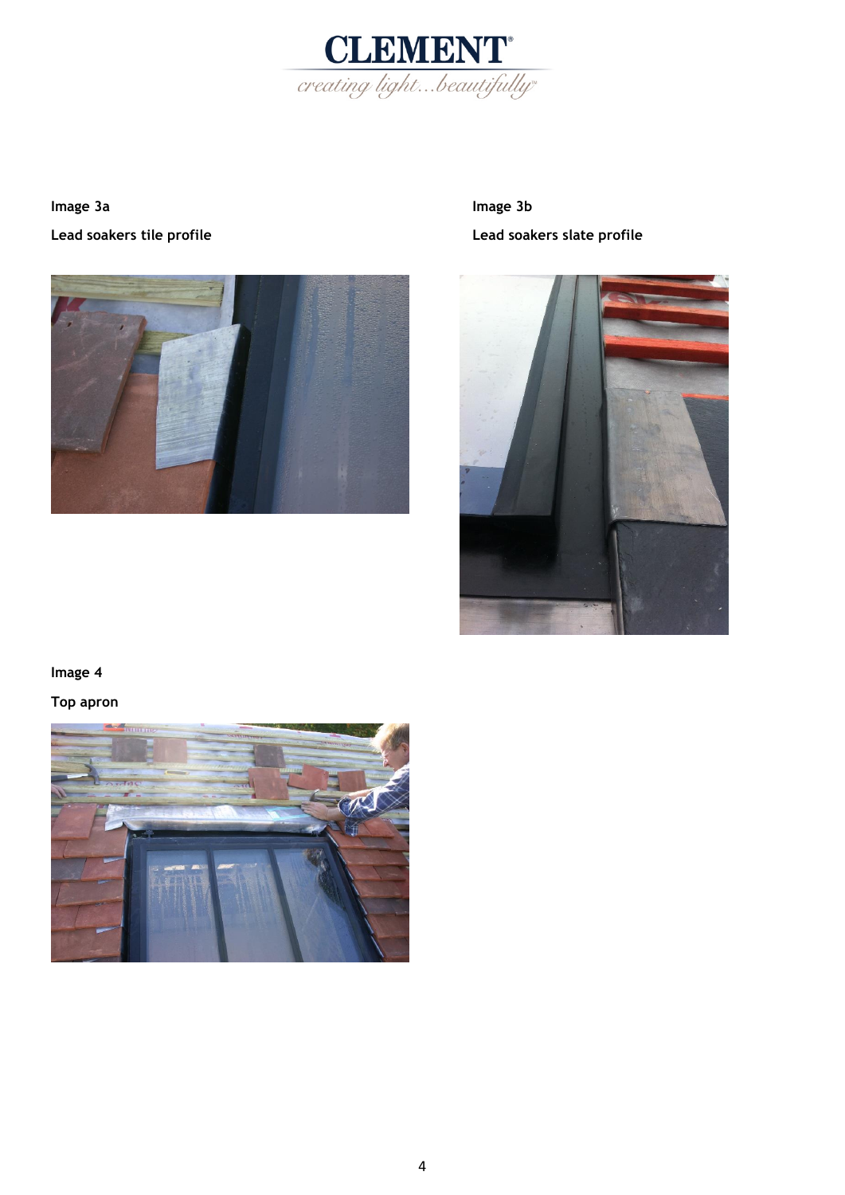**Image 3a**

**Lead soakers tile profile**

**Image 3b**

**Lead soakers slate profile**

**Image 4**

**Top apron**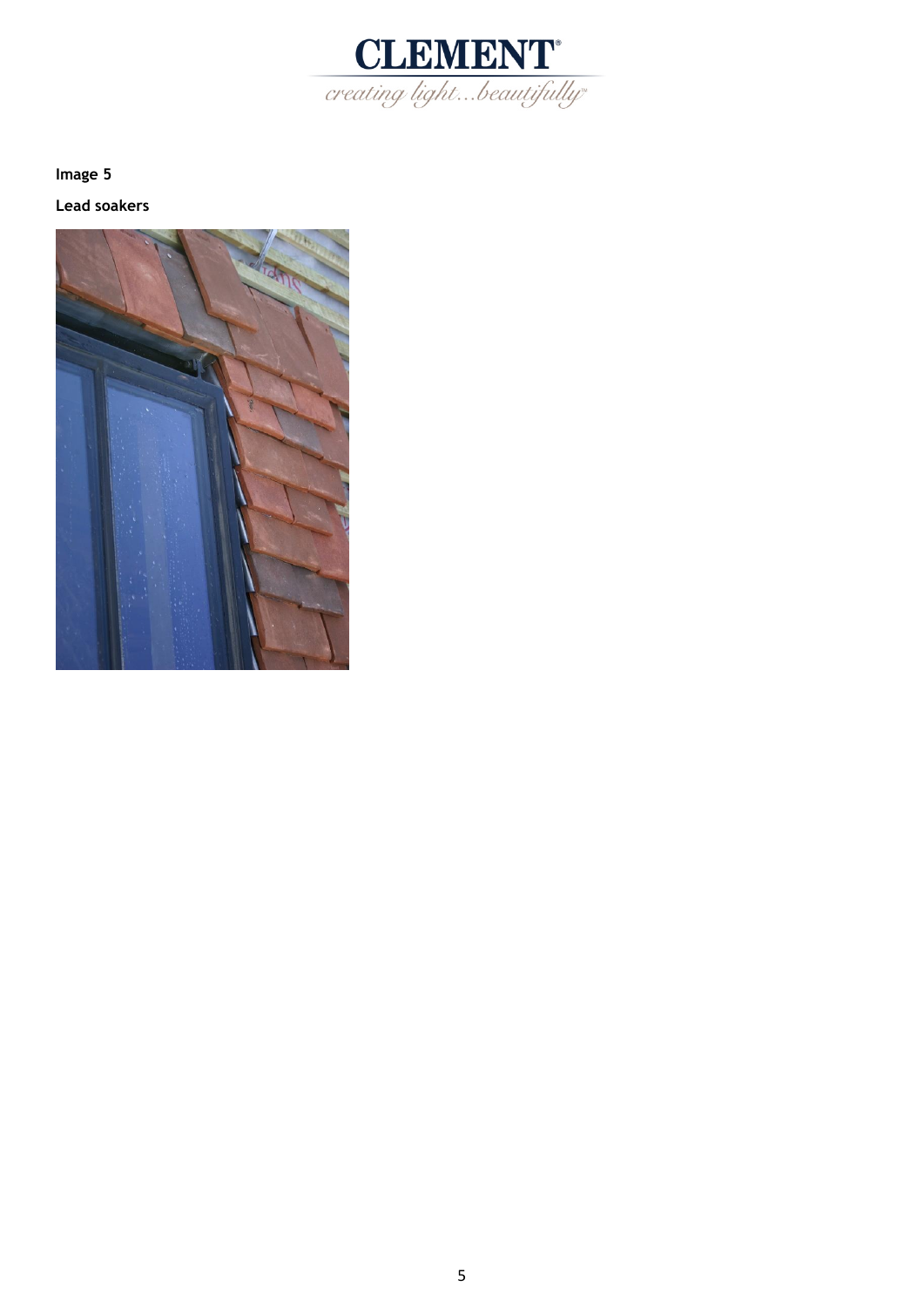**Image 5**

**Lead soakers**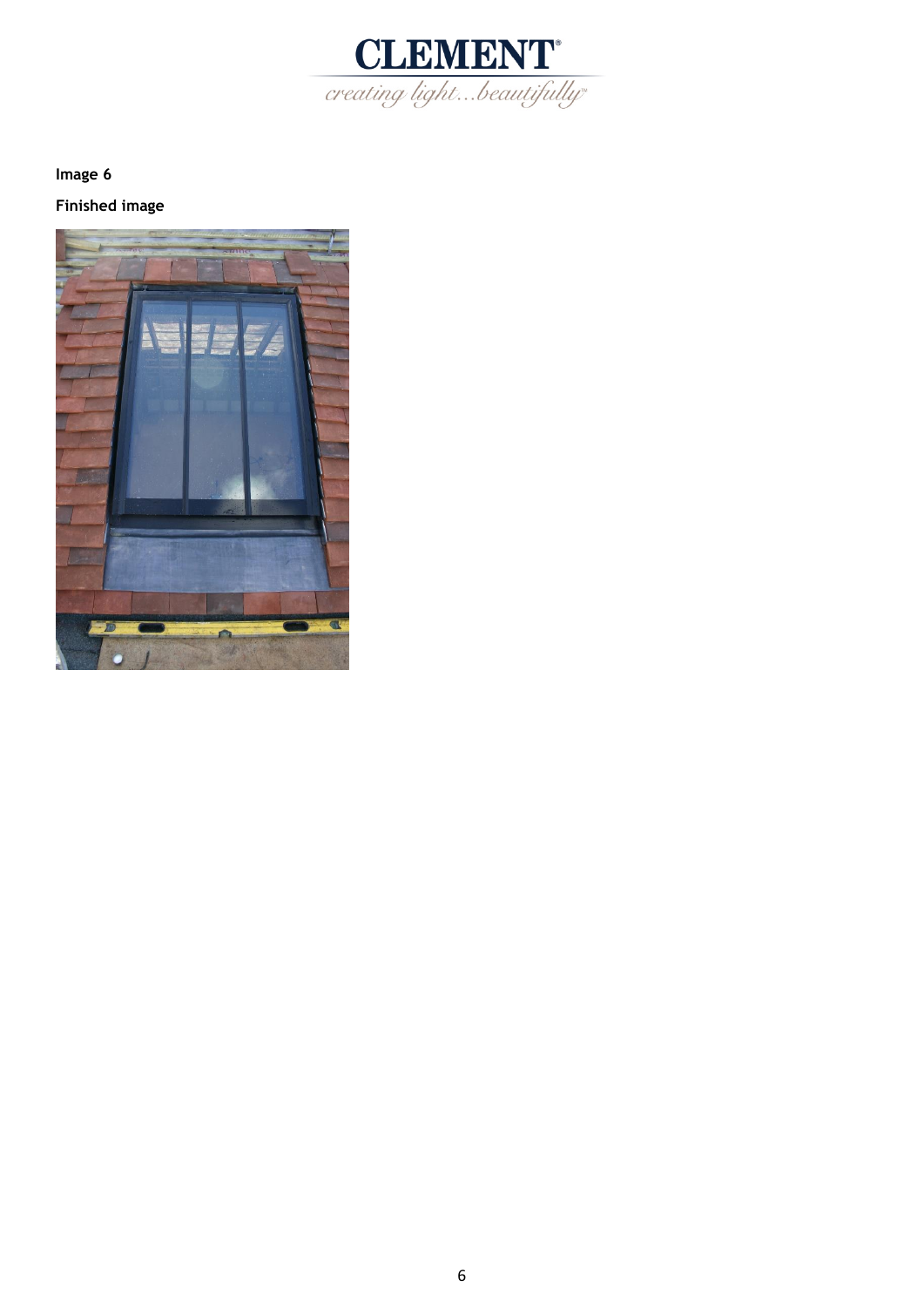**Image 6**

**Finished image**